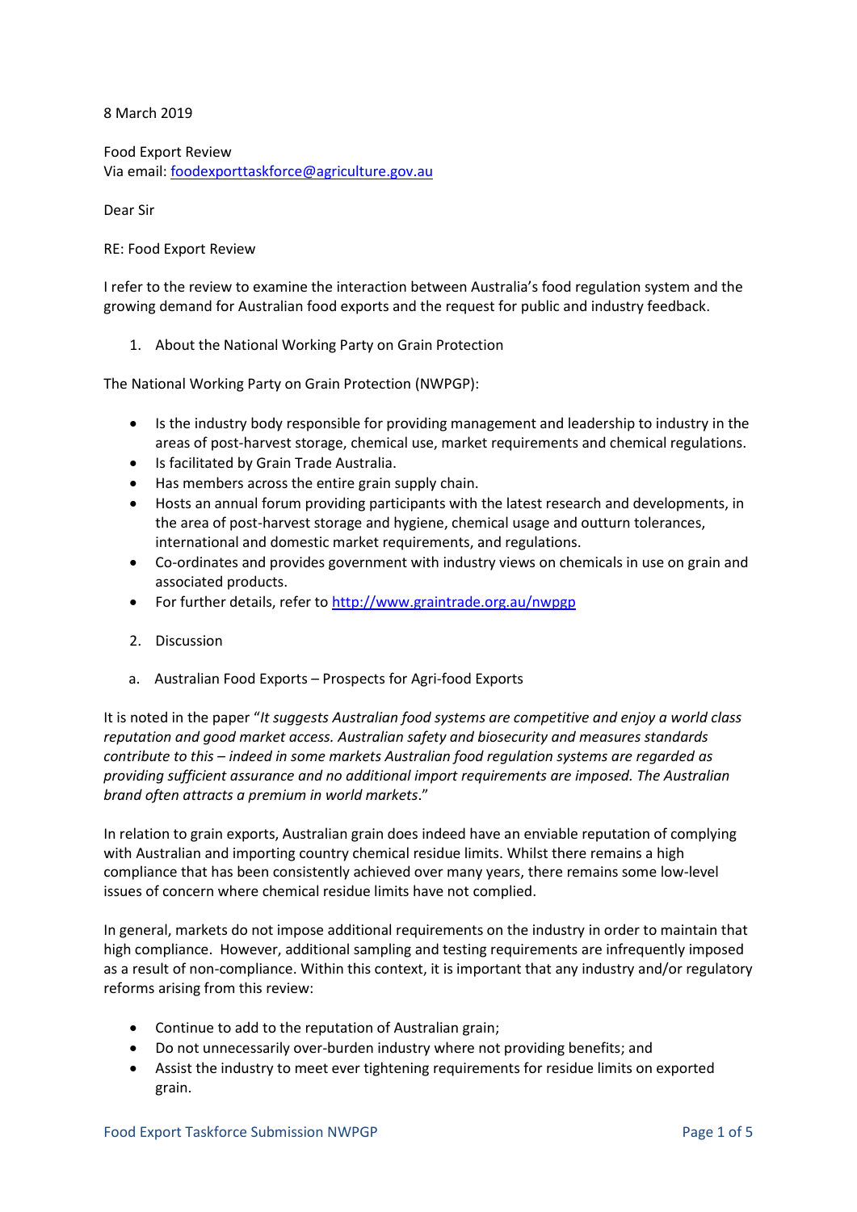8 March 2019

Food Export Review
Via email: foodexporttaskforce@agriculture.gov.au

Dear Sir

RE: Food Export Review

I refer to the review to examine the interaction between Australia's food regulation system and the growing demand for Australian food exports and the request for public and industry feedback.

1. About the National Working Party on Grain Protection

The National Working Party on Grain Protection (NWPGP):

- Is the industry body responsible for providing management and leadership to industry in the areas of post-harvest storage, chemical use, market requirements and chemical regulations.
- Is facilitated by Grain Trade Australia.
- Has members across the entire grain supply chain.
- Hosts an annual forum providing participants with the latest research and developments, in the area of post-harvest storage and hygiene, chemical usage and outturn tolerances, international and domestic market requirements, and regulations.
- Co-ordinates and provides government with industry views on chemicals in use on grain and associated products.
- For further details, refer to http://www.graintrade.org.au/nwpgp

2. Discussion

a. Australian Food Exports – Prospects for Agri-food Exports

It is noted in the paper "*It suggests Australian food systems are competitive and enjoy a world class reputation and good market access. Australian safety and biosecurity and measures standards contribute to this – indeed in some markets Australian food regulation systems are regarded as providing sufficient assurance and no additional import requirements are imposed. The Australian brand often attracts a premium in world markets*."

In relation to grain exports, Australian grain does indeed have an enviable reputation of complying with Australian and importing country chemical residue limits. Whilst there remains a high compliance that has been consistently achieved over many years, there remains some low-level issues of concern where chemical residue limits have not complied.

In general, markets do not impose additional requirements on the industry in order to maintain that high compliance. However, additional sampling and testing requirements are infrequently imposed as a result of non-compliance. Within this context, it is important that any industry and/or regulatory reforms arising from this review:

- Continue to add to the reputation of Australian grain;
- Do not unnecessarily over-burden industry where not providing benefits; and
- Assist the industry to meet ever tightening requirements for residue limits on exported grain.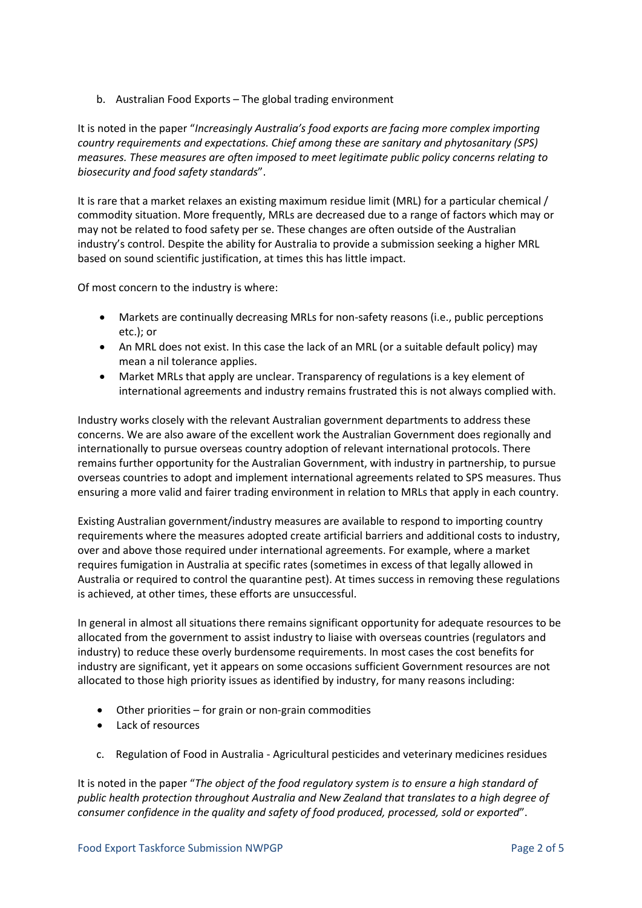b. Australian Food Exports – The global trading environment

It is noted in the paper "*Increasingly Australia's food exports are facing more complex importing country requirements and expectations. Chief among these are sanitary and phytosanitary (SPS) measures. These measures are often imposed to meet legitimate public policy concerns relating to biosecurity and food safety standards*".

It is rare that a market relaxes an existing maximum residue limit (MRL) for a particular chemical / commodity situation. More frequently, MRLs are decreased due to a range of factors which may or may not be related to food safety per se. These changes are often outside of the Australian industry's control. Despite the ability for Australia to provide a submission seeking a higher MRL based on sound scientific justification, at times this has little impact.

Of most concern to the industry is where:

- Markets are continually decreasing MRLs for non-safety reasons (i.e., public perceptions etc.); or
- An MRL does not exist. In this case the lack of an MRL (or a suitable default policy) may mean a nil tolerance applies.
- Market MRLs that apply are unclear. Transparency of regulations is a key element of international agreements and industry remains frustrated this is not always complied with.

Industry works closely with the relevant Australian government departments to address these concerns. We are also aware of the excellent work the Australian Government does regionally and internationally to pursue overseas country adoption of relevant international protocols. There remains further opportunity for the Australian Government, with industry in partnership, to pursue overseas countries to adopt and implement international agreements related to SPS measures. Thus ensuring a more valid and fairer trading environment in relation to MRLs that apply in each country.

Existing Australian government/industry measures are available to respond to importing country requirements where the measures adopted create artificial barriers and additional costs to industry, over and above those required under international agreements. For example, where a market requires fumigation in Australia at specific rates (sometimes in excess of that legally allowed in Australia or required to control the quarantine pest). At times success in removing these regulations is achieved, at other times, these efforts are unsuccessful.

In general in almost all situations there remains significant opportunity for adequate resources to be allocated from the government to assist industry to liaise with overseas countries (regulators and industry) to reduce these overly burdensome requirements. In most cases the cost benefits for industry are significant, yet it appears on some occasions sufficient Government resources are not allocated to those high priority issues as identified by industry, for many reasons including:

- Other priorities – for grain or non-grain commodities
- Lack of resources

c. Regulation of Food in Australia - Agricultural pesticides and veterinary medicines residues

It is noted in the paper "*The object of the food regulatory system is to ensure a high standard of public health protection throughout Australia and New Zealand that translates to a high degree of consumer confidence in the quality and safety of food produced, processed, sold or exported*".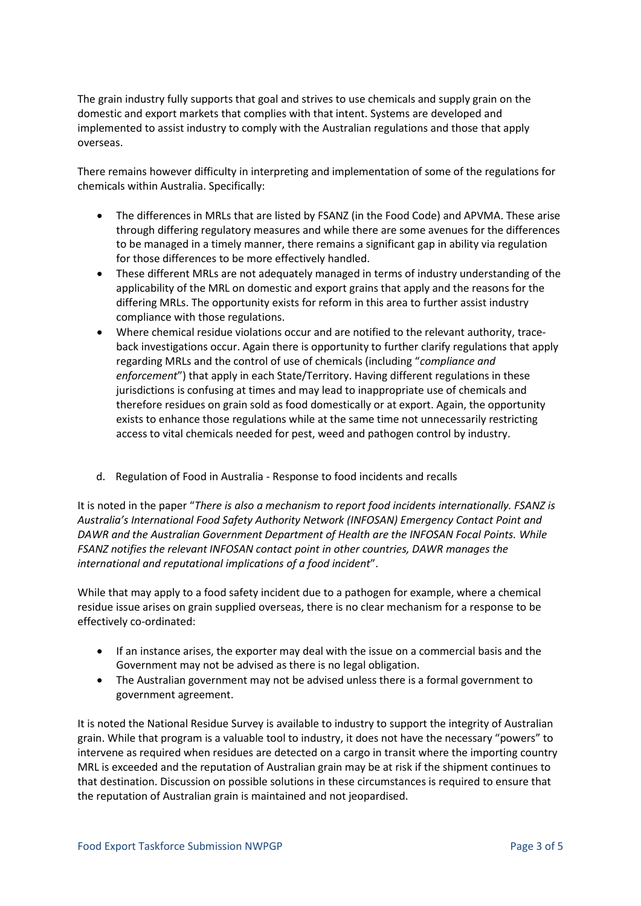The grain industry fully supports that goal and strives to use chemicals and supply grain on the domestic and export markets that complies with that intent. Systems are developed and implemented to assist industry to comply with the Australian regulations and those that apply overseas.

There remains however difficulty in interpreting and implementation of some of the regulations for chemicals within Australia. Specifically:

- The differences in MRLs that are listed by FSANZ (in the Food Code) and APVMA. These arise through differing regulatory measures and while there are some avenues for the differences to be managed in a timely manner, there remains a significant gap in ability via regulation for those differences to be more effectively handled.
- These different MRLs are not adequately managed in terms of industry understanding of the applicability of the MRL on domestic and export grains that apply and the reasons for the differing MRLs. The opportunity exists for reform in this area to further assist industry compliance with those regulations.
- Where chemical residue violations occur and are notified to the relevant authority, trace-back investigations occur. Again there is opportunity to further clarify regulations that apply regarding MRLs and the control of use of chemicals (including "*compliance and enforcement*") that apply in each State/Territory. Having different regulations in these jurisdictions is confusing at times and may lead to inappropriate use of chemicals and therefore residues on grain sold as food domestically or at export. Again, the opportunity exists to enhance those regulations while at the same time not unnecessarily restricting access to vital chemicals needed for pest, weed and pathogen control by industry.

d. Regulation of Food in Australia - Response to food incidents and recalls

It is noted in the paper "*There is also a mechanism to report food incidents internationally. FSANZ is Australia's International Food Safety Authority Network (INFOSAN) Emergency Contact Point and DAWR and the Australian Government Department of Health are the INFOSAN Focal Points. While FSANZ notifies the relevant INFOSAN contact point in other countries, DAWR manages the international and reputational implications of a food incident*".

While that may apply to a food safety incident due to a pathogen for example, where a chemical residue issue arises on grain supplied overseas, there is no clear mechanism for a response to be effectively co-ordinated:

- If an instance arises, the exporter may deal with the issue on a commercial basis and the Government may not be advised as there is no legal obligation.
- The Australian government may not be advised unless there is a formal government to government agreement.

It is noted the National Residue Survey is available to industry to support the integrity of Australian grain. While that program is a valuable tool to industry, it does not have the necessary "powers" to intervene as required when residues are detected on a cargo in transit where the importing country MRL is exceeded and the reputation of Australian grain may be at risk if the shipment continues to that destination. Discussion on possible solutions in these circumstances is required to ensure that the reputation of Australian grain is maintained and not jeopardised.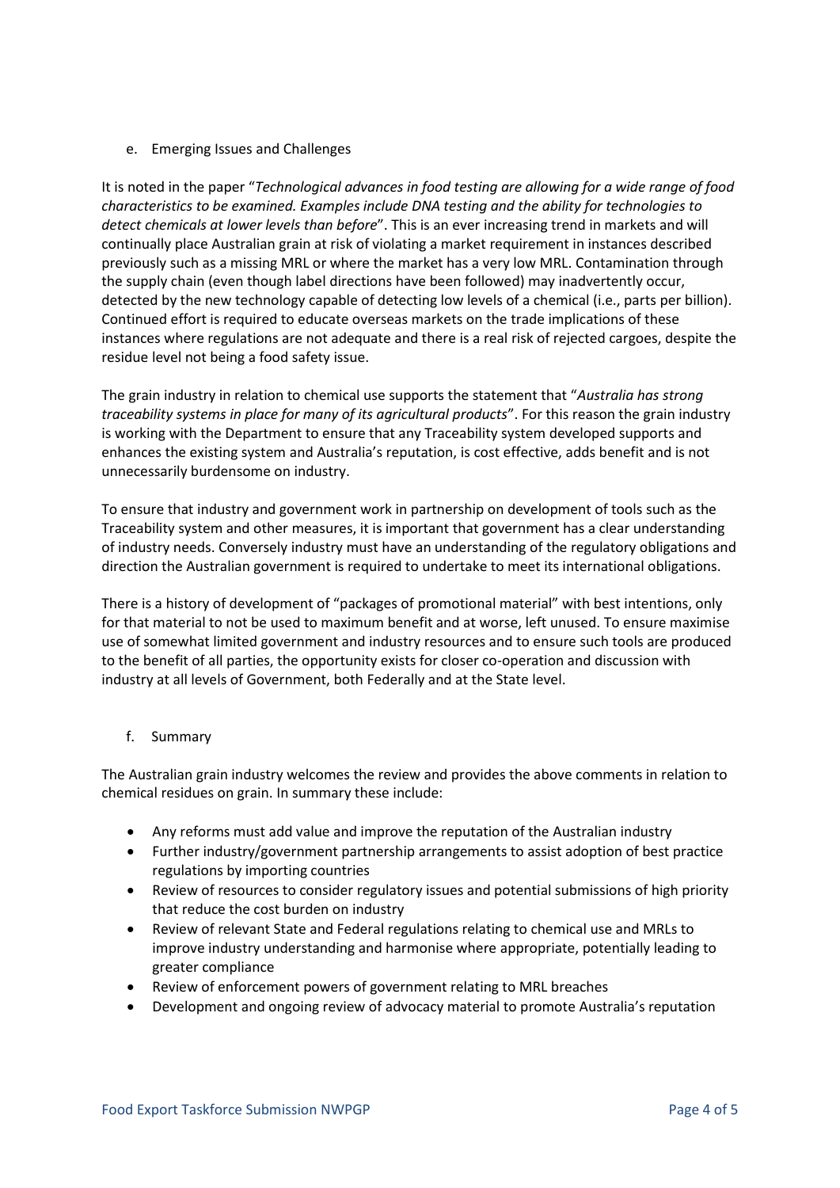e. Emerging Issues and Challenges

It is noted in the paper "*Technological advances in food testing are allowing for a wide range of food characteristics to be examined. Examples include DNA testing and the ability for technologies to detect chemicals at lower levels than before*". This is an ever increasing trend in markets and will continually place Australian grain at risk of violating a market requirement in instances described previously such as a missing MRL or where the market has a very low MRL. Contamination through the supply chain (even though label directions have been followed) may inadvertently occur, detected by the new technology capable of detecting low levels of a chemical (i.e., parts per billion). Continued effort is required to educate overseas markets on the trade implications of these instances where regulations are not adequate and there is a real risk of rejected cargoes, despite the residue level not being a food safety issue.

The grain industry in relation to chemical use supports the statement that "*Australia has strong traceability systems in place for many of its agricultural products*". For this reason the grain industry is working with the Department to ensure that any Traceability system developed supports and enhances the existing system and Australia's reputation, is cost effective, adds benefit and is not unnecessarily burdensome on industry.

To ensure that industry and government work in partnership on development of tools such as the Traceability system and other measures, it is important that government has a clear understanding of industry needs. Conversely industry must have an understanding of the regulatory obligations and direction the Australian government is required to undertake to meet its international obligations.

There is a history of development of "packages of promotional material" with best intentions, only for that material to not be used to maximum benefit and at worse, left unused. To ensure maximise use of somewhat limited government and industry resources and to ensure such tools are produced to the benefit of all parties, the opportunity exists for closer co-operation and discussion with industry at all levels of Government, both Federally and at the State level.

f. Summary

The Australian grain industry welcomes the review and provides the above comments in relation to chemical residues on grain. In summary these include:

- Any reforms must add value and improve the reputation of the Australian industry
- Further industry/government partnership arrangements to assist adoption of best practice regulations by importing countries
- Review of resources to consider regulatory issues and potential submissions of high priority that reduce the cost burden on industry
- Review of relevant State and Federal regulations relating to chemical use and MRLs to improve industry understanding and harmonise where appropriate, potentially leading to greater compliance
- Review of enforcement powers of government relating to MRL breaches
- Development and ongoing review of advocacy material to promote Australia's reputation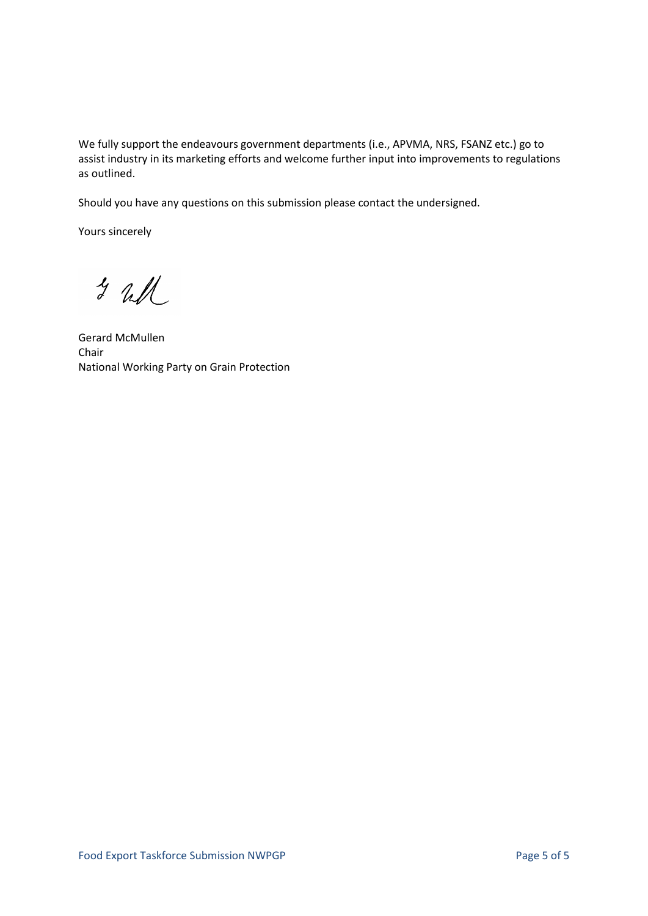We fully support the endeavours government departments (i.e., APVMA, NRS, FSANZ etc.) go to assist industry in its marketing efforts and welcome further input into improvements to regulations as outlined.

Should you have any questions on this submission please contact the undersigned.

Yours sincerely

Gerard McMullen
Chair
National Working Party on Grain Protection